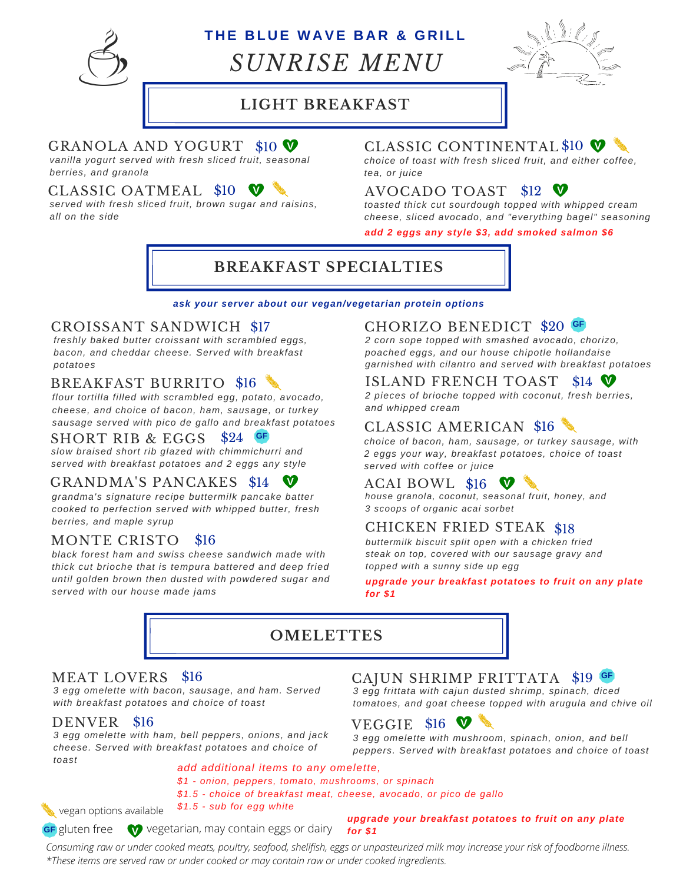# THE BLUE WAVE BAR & GRILL

# *SUNRISE MENU*

## LIGHT BREAKFAST

### GRANOLA AND YOGURT $10 (V)
*vanilla yogurt served with fresh sliced fruit, seasonal berries, and granola*

### CLASSIC OATMEAL $10 (V) (vegan options available)
*served with fresh sliced fruit, brown sugar and raisins, all on the side*

### CLASSIC CONTINENTAL $10 (V) (vegan options available)
*choice of toast with fresh sliced fruit, and either coffee, tea, or juice*

### AVOCADO TOAST $12 (V)
*toasted thick cut sourdough topped with whipped cream cheese, sliced avocado, and "everything bagel" seasoning*

***add 2 eggs any style $3, add smoked salmon $6***

## BREAKFAST SPECIALTIES

***ask your server about our vegan/vegetarian protein options***

### CROISSANT SANDWICH $17
*freshly baked butter croissant with scrambled eggs, bacon, and cheddar cheese. Served with breakfast potatoes*

### BREAKFAST BURRITO $16 (vegan options available)
*flour tortilla filled with scrambled egg, potato, avocado, cheese, and choice of bacon, ham, sausage, or turkey sausage served with pico de gallo and breakfast potatoes*

### SHORT RIB & EGGS $24 (GF)
*slow braised short rib glazed with chimmichurri and served with breakfast potatoes and 2 eggs any style*

### GRANDMA'S PANCAKES $14 (V)
*grandma's signature recipe buttermilk pancake batter cooked to perfection served with whipped butter, fresh berries, and maple syrup*

### MONTE CRISTO $16
*black forest ham and swiss cheese sandwich made with thick cut brioche that is tempura battered and deep fried until golden brown then dusted with powdered sugar and served with our house made jams*

### CHORIZO BENEDICT $20 (GF)
*2 corn sope topped with smashed avocado, chorizo, poached eggs, and our house chipotle hollandaise garnished with cilantro and served with breakfast potatoes*

### ISLAND FRENCH TOAST $14 (V)
*2 pieces of brioche topped with coconut, fresh berries, and whipped cream*

### CLASSIC AMERICAN $16 (vegan options available)
*choice of bacon, ham, sausage, or turkey sausage, with 2 eggs your way, breakfast potatoes, choice of toast served with coffee or juice*

### ACAI BOWL $16 (V) (vegan options available)
*house granola, coconut, seasonal fruit, honey, and 3 scoops of organic acai sorbet*

### CHICKEN FRIED STEAK $18
*buttermilk biscuit split open with a chicken fried steak on top, covered with our sausage gravy and topped with a sunny side up egg*

***upgrade your breakfast potatoes to fruit on any plate for $1***

## OMELETTES

### MEAT LOVERS $16
*3 egg omelette with bacon, sausage, and ham. Served with breakfast potatoes and choice of toast*

### DENVER $16
*3 egg omelette with ham, bell peppers, onions, and jack cheese. Served with breakfast potatoes and choice of toast*

### CAJUN SHRIMP FRITTATA $19 (GF)
*3 egg frittata with cajun dusted shrimp, spinach, diced tomatoes, and goat cheese topped with arugula and chive oil*

### VEGGIE $16 (V) (vegan options available)
*3 egg omelette with mushroom, spinach, onion, and bell peppers. Served with breakfast potatoes and choice of toast*

*add additional items to any omelette,*
*$1 - onion, peppers, tomato, mushrooms, or spinach*
*$1.5 - choice of breakfast meat, cheese, avocado, or pico de gallo*
*$1.5 - sub for egg white*

***upgrade your breakfast potatoes to fruit on any plate for $1***

vegan options available
GF gluten free
V vegetarian, may contain eggs or dairy

*Consuming raw or under cooked meats, poultry, seafood, shellfish, eggs or unpasteurized milk may increase your risk of foodborne illness.*
*\*These items are served raw or under cooked or may contain raw or under cooked ingredients.*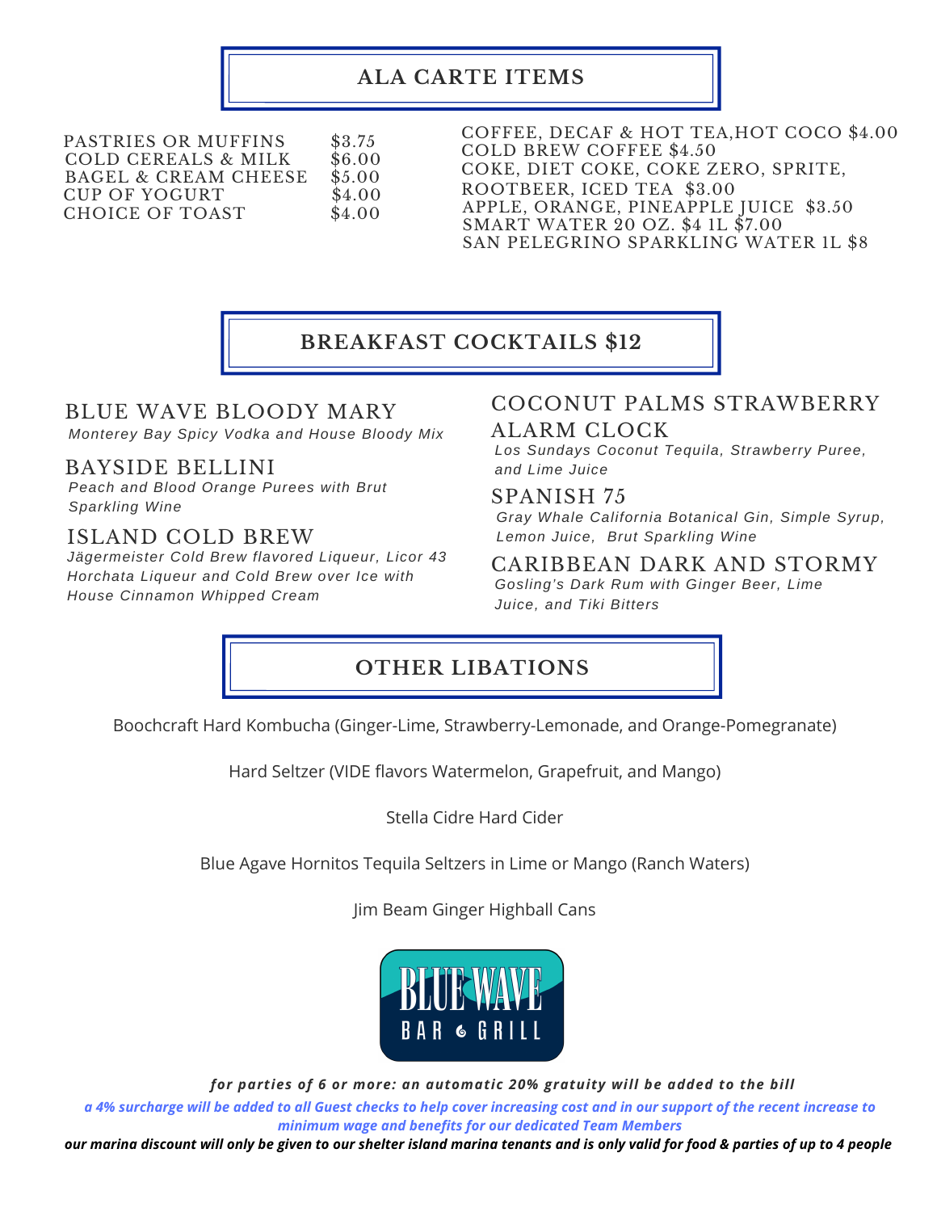## ALA CARTE ITEMS

| | |
|---|---|
| PASTRIES OR MUFFINS | $3.75 |
| COLD CEREALS & MILK | $6.00 |
| BAGEL & CREAM CHEESE | $5.00 |
| CUP OF YOGURT | $4.00 |
| CHOICE OF TOAST | $4.00 |

COFFEE, DECAF & HOT TEA,HOT COCO $4.00
COLD BREW COFFEE $4.50
COKE, DIET COKE, COKE ZERO, SPRITE, ROOTBEER, ICED TEA $3.00
APPLE, ORANGE, PINEAPPLE JUICE $3.50
SMART WATER 20 OZ. $4 1L $7.00
SAN PELEGRINO SPARKLING WATER 1L $8

## BREAKFAST COCKTAILS $12

### BLUE WAVE BLOODY MARY
*Monterey Bay Spicy Vodka and House Bloody Mix*

### BAYSIDE BELLINI
*Peach and Blood Orange Purees with Brut Sparkling Wine*

### ISLAND COLD BREW
*Jägermeister Cold Brew flavored Liqueur, Licor 43 Horchata Liqueur and Cold Brew over Ice with House Cinnamon Whipped Cream*

### COCONUT PALMS STRAWBERRY ALARM CLOCK
*Los Sundays Coconut Tequila, Strawberry Puree, and Lime Juice*

### SPANISH 75
*Gray Whale California Botanical Gin, Simple Syrup, Lemon Juice, Brut Sparkling Wine*

### CARIBBEAN DARK AND STORMY
*Gosling's Dark Rum with Ginger Beer, Lime Juice, and Tiki Bitters*

## OTHER LIBATIONS

Boochcraft Hard Kombucha (Ginger-Lime, Strawberry-Lemonade, and Orange-Pomegranate)

Hard Seltzer (VIDE flavors Watermelon, Grapefruit, and Mango)

Stella Cidre Hard Cider

Blue Agave Hornitos Tequila Seltzers in Lime or Mango (Ranch Waters)

Jim Beam Ginger Highball Cans

BLUE WAVE BAR & GRILL

***for parties of 6 or more: an automatic 20% gratuity will be added to the bill***

***a 4% surcharge will be added to all Guest checks to help cover increasing cost and in our support of the recent increase to minimum wage and benefits for our dedicated Team Members***

***our marina discount will only be given to our shelter island marina tenants and is only valid for food & parties of up to 4 people***